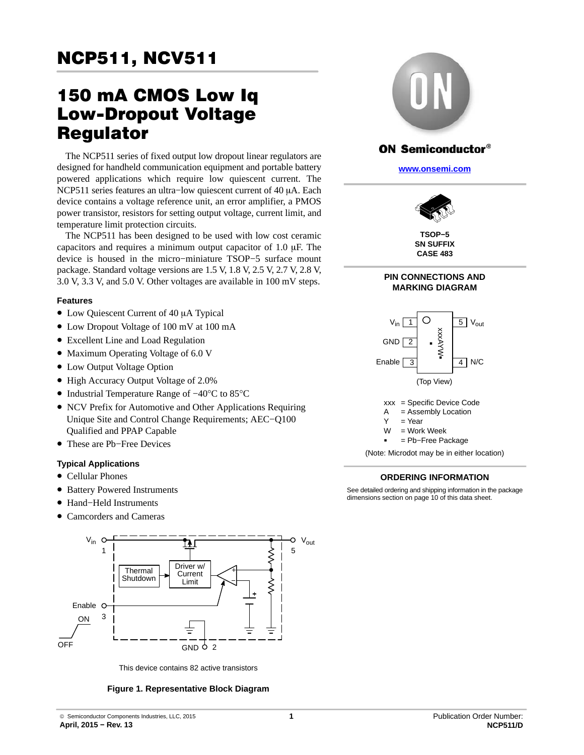# NCP511, NCV511

## 150 mA CMOS Low Iq Low-Dropout Voltage Regulator

The NCP511 series of fixed output low dropout linear regulators are designed for handheld communication equipment and portable battery powered applications which require low quiescent current. The NCP511 series features an ultra−low quiescent current of 40 μA. Each device contains a voltage reference unit, an error amplifier, a PMOS power transistor, resistors for setting output voltage, current limit, and temperature limit protection circuits.

The NCP511 has been designed to be used with low cost ceramic capacitors and requires a minimum output capacitor of 1.0 μF. The device is housed in the micro−miniature TSOP−5 surface mount package. Standard voltage versions are 1.5 V, 1.8 V, 2.5 V, 2.7 V, 2.8 V, 3.0 V, 3.3 V, and 5.0 V. Other voltages are available in 100 mV steps.

### Features

- Low Quiescent Current of 40 μA Typical
- Low Dropout Voltage of 100 mV at 100 mA
- Excellent Line and Load Regulation
- Maximum Operating Voltage of 6.0 V
- Low Output Voltage Option
- High Accuracy Output Voltage of 2.0%
- Industrial Temperature Range of −40°C to 85°C
- NCV Prefix for Automotive and Other Applications Requiring Unique Site and Control Change Requirements; AEC−Q100 Qualified and PPAP Capable
- These are Pb−Free Devices

### Typical Applications

- Cellular Phones
- Battery Powered Instruments
- Hand−Held Instruments
- Camcorders and Cameras

This device contains 82 active transistors

**Figure 1. Representative Block Diagram**

**ON Semiconductor®**

**www.onsemi.com**

**TSOP−5**
**SN SUFFIX**
**CASE 483**

### PIN CONNECTIONS AND MARKING DIAGRAM

| Pin | Name | Pin | Name |
|---|---|---|---|
| 1 | $V_{in}$ | 5 | $V_{out}$ |
| 2 | GND | | |
| 3 | Enable | 4 | N/C |

(Top View)

xxx = Specific Device Code
A = Assembly Location
Y = Year
W = Work Week
▪ = Pb−Free Package

(Note: Microdot may be in either location)

### ORDERING INFORMATION

See detailed ordering and shipping information in the package dimensions section on page 10 of this data sheet.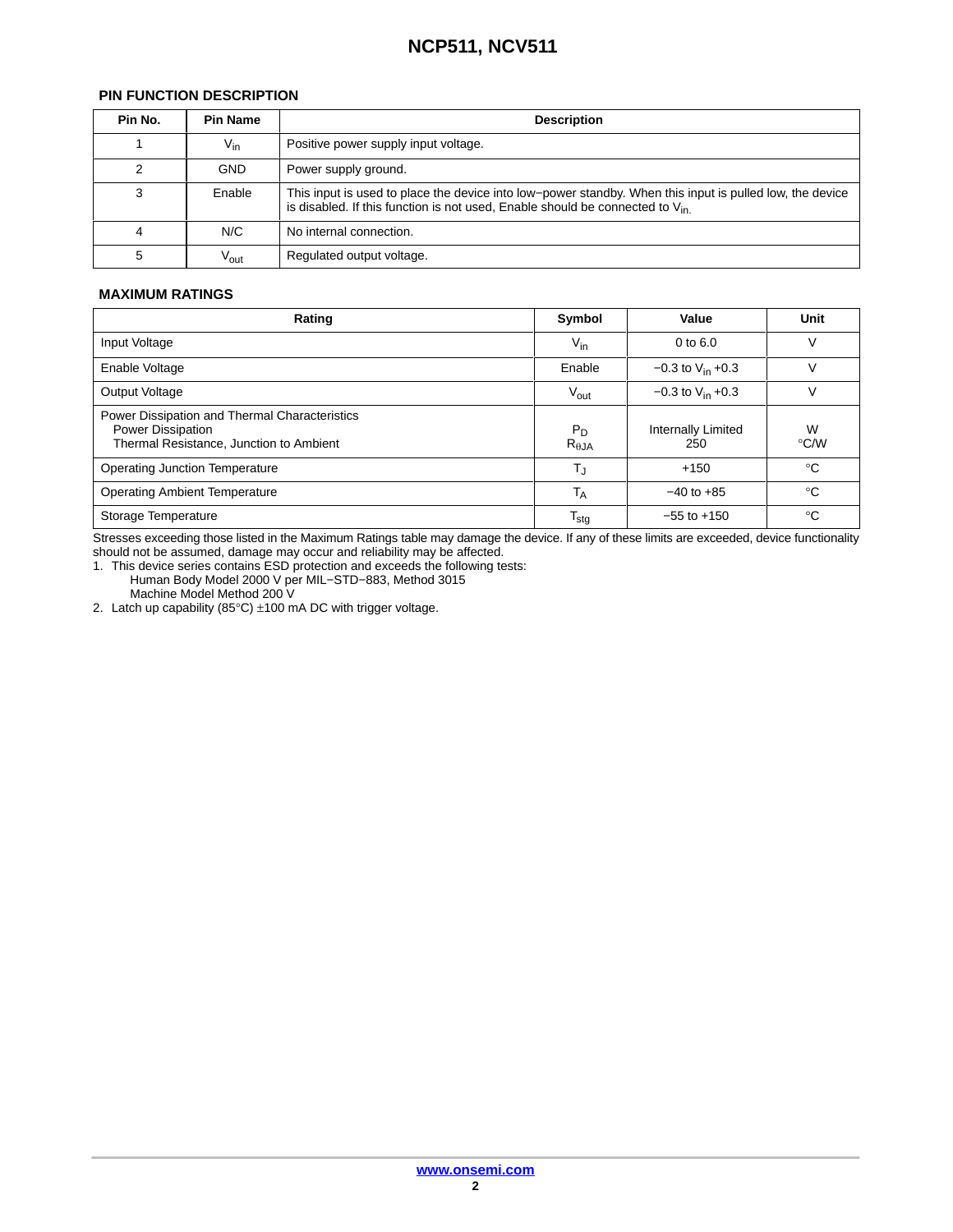## PIN FUNCTION DESCRIPTION

| Pin No. | Pin Name | Description |
|---|---|---|
| 1 | $V_{in}$ | Positive power supply input voltage. |
| 2 | GND | Power supply ground. |
| 3 | Enable | This input is used to place the device into low−power standby. When this input is pulled low, the device is disabled. If this function is not used, Enable should be connected to $V_{in}$. |
| 4 | N/C | No internal connection. |
| 5 | $V_{out}$ | Regulated output voltage. |

## MAXIMUM RATINGS

| Rating | Symbol | Value | Unit |
|---|---|---|---|
| Input Voltage | $V_{in}$ | 0 to 6.0 | V |
| Enable Voltage | Enable | −0.3 to $V_{in}$ +0.3 | V |
| Output Voltage | $V_{out}$ | −0.3 to $V_{in}$ +0.3 | V |
| Power Dissipation and Thermal Characteristics<br>Power Dissipation<br>Thermal Resistance, Junction to Ambient | $P_D$<br>$R_{\theta JA}$ | Internally Limited<br>250 | W<br>°C/W |
| Operating Junction Temperature | $T_J$ | +150 | °C |
| Operating Ambient Temperature | $T_A$ | −40 to +85 | °C |
| Storage Temperature | $T_{stg}$ | −55 to +150 | °C |

Stresses exceeding those listed in the Maximum Ratings table may damage the device. If any of these limits are exceeded, device functionality should not be assumed, damage may occur and reliability may be affected.

1. This device series contains ESD protection and exceeds the following tests:
   Human Body Model 2000 V per MIL−STD−883, Method 3015
   Machine Model Method 200 V
2. Latch up capability (85°C) ±100 mA DC with trigger voltage.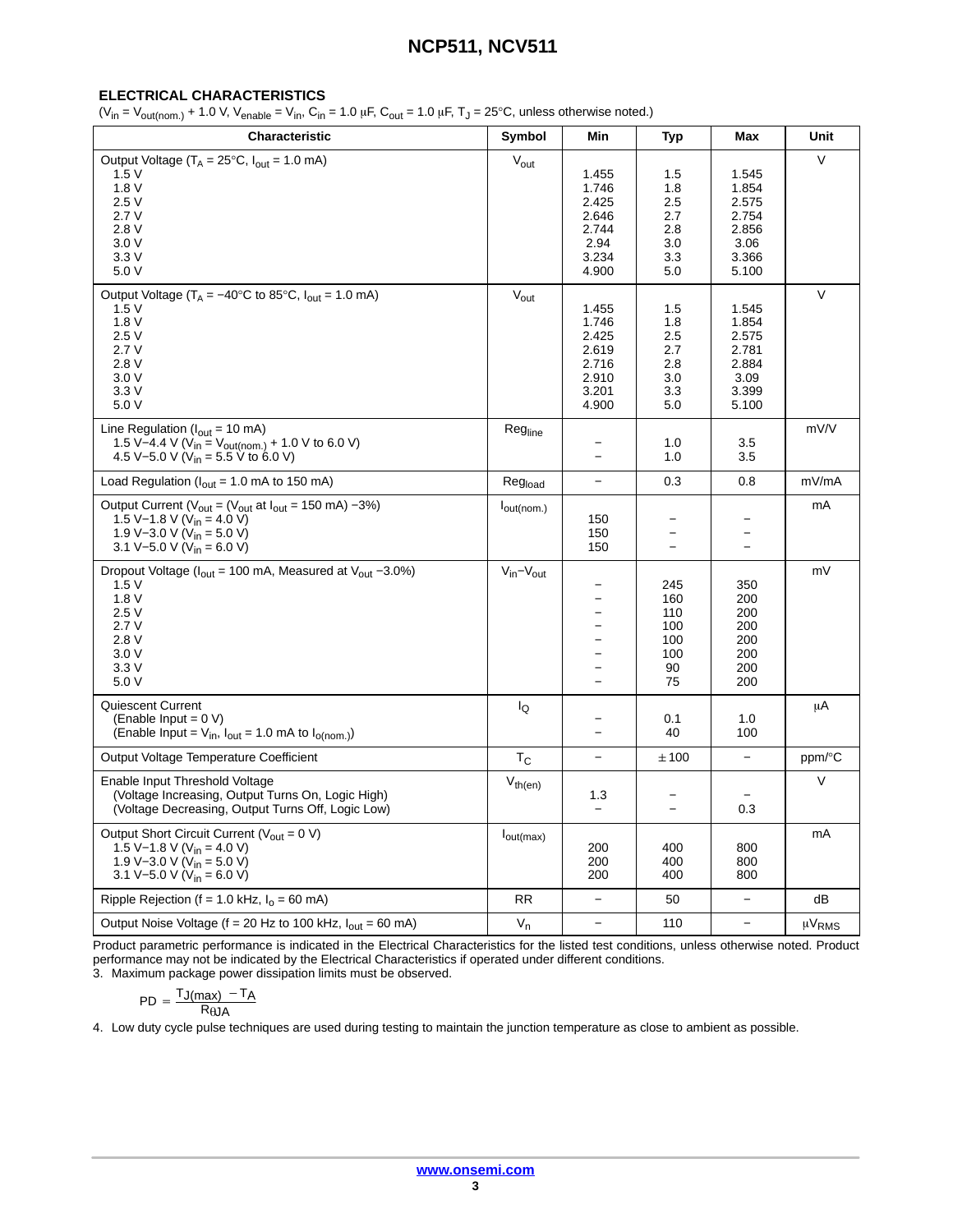### ELECTRICAL CHARACTERISTICS

($V_{in} = V_{out(nom.)} + 1.0$ V, $V_{enable} = V_{in}$, $C_{in} = 1.0$ µF, $C_{out} = 1.0$ µF, $T_J = 25°C$, unless otherwise noted.)

| Characteristic | Symbol | Min | Typ | Max | Unit |
|---|---|---|---|---|---|
| Output Voltage ($T_A = 25°C$, $I_{out} = 1.0$ mA) | $V_{out}$ | | | | V |
| 1.5 V | | 1.455 | 1.5 | 1.545 | |
| 1.8 V | | 1.746 | 1.8 | 1.854 | |
| 2.5 V | | 2.425 | 2.5 | 2.575 | |
| 2.7 V | | 2.646 | 2.7 | 2.754 | |
| 2.8 V | | 2.744 | 2.8 | 2.856 | |
| 3.0 V | | 2.94 | 3.0 | 3.06 | |
| 3.3 V | | 3.234 | 3.3 | 3.366 | |
| 5.0 V | | 4.900 | 5.0 | 5.100 | |
| Output Voltage ($T_A = -40°C$ to 85°C, $I_{out} = 1.0$ mA) | $V_{out}$ | | | | V |
| 1.5 V | | 1.455 | 1.5 | 1.545 | |
| 1.8 V | | 1.746 | 1.8 | 1.854 | |
| 2.5 V | | 2.425 | 2.5 | 2.575 | |
| 2.7 V | | 2.619 | 2.7 | 2.781 | |
| 2.8 V | | 2.716 | 2.8 | 2.884 | |
| 3.0 V | | 2.910 | 3.0 | 3.09 | |
| 3.3 V | | 3.201 | 3.3 | 3.399 | |
| 5.0 V | | 4.900 | 5.0 | 5.100 | |
| Line Regulation ($I_{out} = 10$ mA) | $Reg_{line}$ | | | | mV/V |
| 1.5 V−4.4 V ($V_{in} = V_{out(nom.)} + 1.0$ V to 6.0 V) | | − | 1.0 | 3.5 | |
| 4.5 V−5.0 V ($V_{in} = 5.5$ V to 6.0 V) | | − | 1.0 | 3.5 | |
| Load Regulation ($I_{out} = 1.0$ mA to 150 mA) | $Reg_{load}$ | − | 0.3 | 0.8 | mV/mA |
| Output Current ($V_{out} = (V_{out}$ at $I_{out} = 150$ mA$) -3\%$) | $I_{out(nom.)}$ | | | | mA |
| 1.5 V−1.8 V ($V_{in} = 4.0$ V) | | 150 | − | − | |
| 1.9 V−3.0 V ($V_{in} = 5.0$ V) | | 150 | − | − | |
| 3.1 V−5.0 V ($V_{in} = 6.0$ V) | | 150 | − | − | |
| Dropout Voltage ($I_{out} = 100$ mA, Measured at $V_{out}$ −3.0%) | $V_{in}-V_{out}$ | | | | mV |
| 1.5 V | | − | 245 | 350 | |
| 1.8 V | | − | 160 | 200 | |
| 2.5 V | | − | 110 | 200 | |
| 2.7 V | | − | 100 | 200 | |
| 2.8 V | | − | 100 | 200 | |
| 3.0 V | | − | 100 | 200 | |
| 3.3 V | | − | 90 | 200 | |
| 5.0 V | | − | 75 | 200 | |
| Quiescent Current | $I_Q$ | | | | µA |
| (Enable Input = 0 V) | | − | 0.1 | 1.0 | |
| (Enable Input = $V_{in}$, $I_{out} = 1.0$ mA to $I_{o(nom.)}$) | | − | 40 | 100 | |
| Output Voltage Temperature Coefficient | $T_C$ | − | ±100 | − | ppm/°C |
| Enable Input Threshold Voltage | $V_{th(en)}$ | | | | V |
| (Voltage Increasing, Output Turns On, Logic High) | | 1.3 | − | − | |
| (Voltage Decreasing, Output Turns Off, Logic Low) | | − | − | 0.3 | |
| Output Short Circuit Current ($V_{out} = 0$ V) | $I_{out(max)}$ | | | | mA |
| 1.5 V−1.8 V ($V_{in} = 4.0$ V) | | 200 | 400 | 800 | |
| 1.9 V−3.0 V ($V_{in} = 5.0$ V) | | 200 | 400 | 800 | |
| 3.1 V−5.0 V ($V_{in} = 6.0$ V) | | 200 | 400 | 800 | |
| Ripple Rejection (f = 1.0 kHz, $I_o = 60$ mA) | RR | − | 50 | − | dB |
| Output Noise Voltage (f = 20 Hz to 100 kHz, $I_{out} = 60$ mA) | $V_n$ | − | 110 | − | $\mu V_{RMS}$ |

Product parametric performance is indicated in the Electrical Characteristics for the listed test conditions, unless otherwise noted. Product performance may not be indicated by the Electrical Characteristics if operated under different conditions.

3. Maximum package power dissipation limits must be observed.

$$PD = \frac{T_{J(max)} - T_A}{R_{\theta JA}}$$

4. Low duty cycle pulse techniques are used during testing to maintain the junction temperature as close to ambient as possible.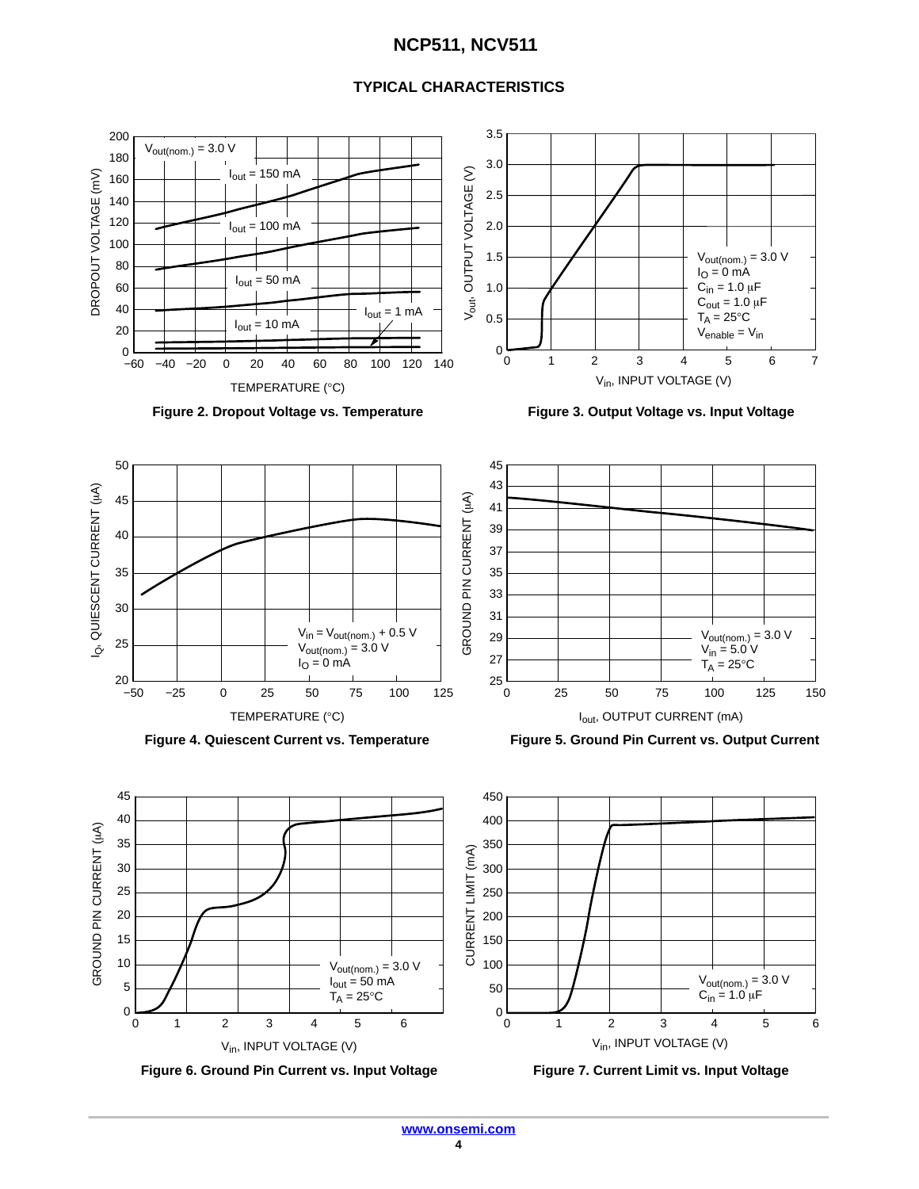## TYPICAL CHARACTERISTICS

Figure 2. Dropout Voltage vs. Temperature

Figure 3. Output Voltage vs. Input Voltage

Figure 4. Quiescent Current vs. Temperature

Figure 5. Ground Pin Current vs. Output Current

Figure 6. Ground Pin Current vs. Input Voltage

Figure 7. Current Limit vs. Input Voltage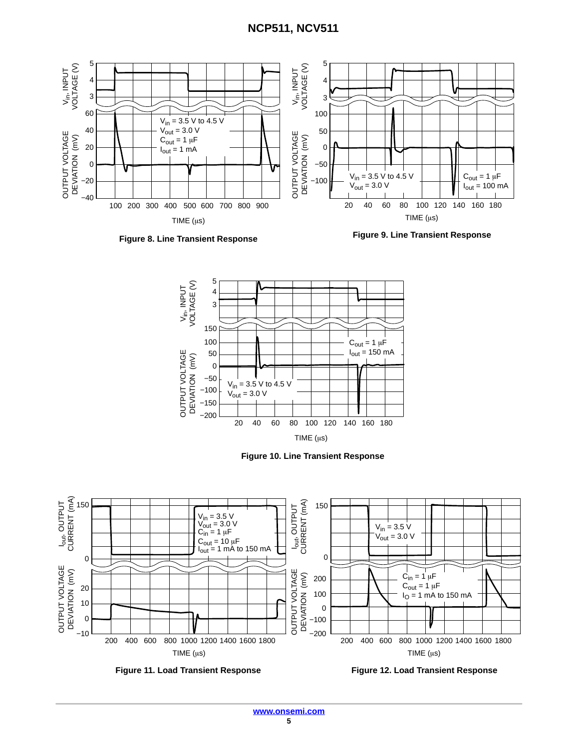Figure 8. Line Transient Response

Figure 9. Line Transient Response

Figure 10. Line Transient Response

Figure 11. Load Transient Response

Figure 12. Load Transient Response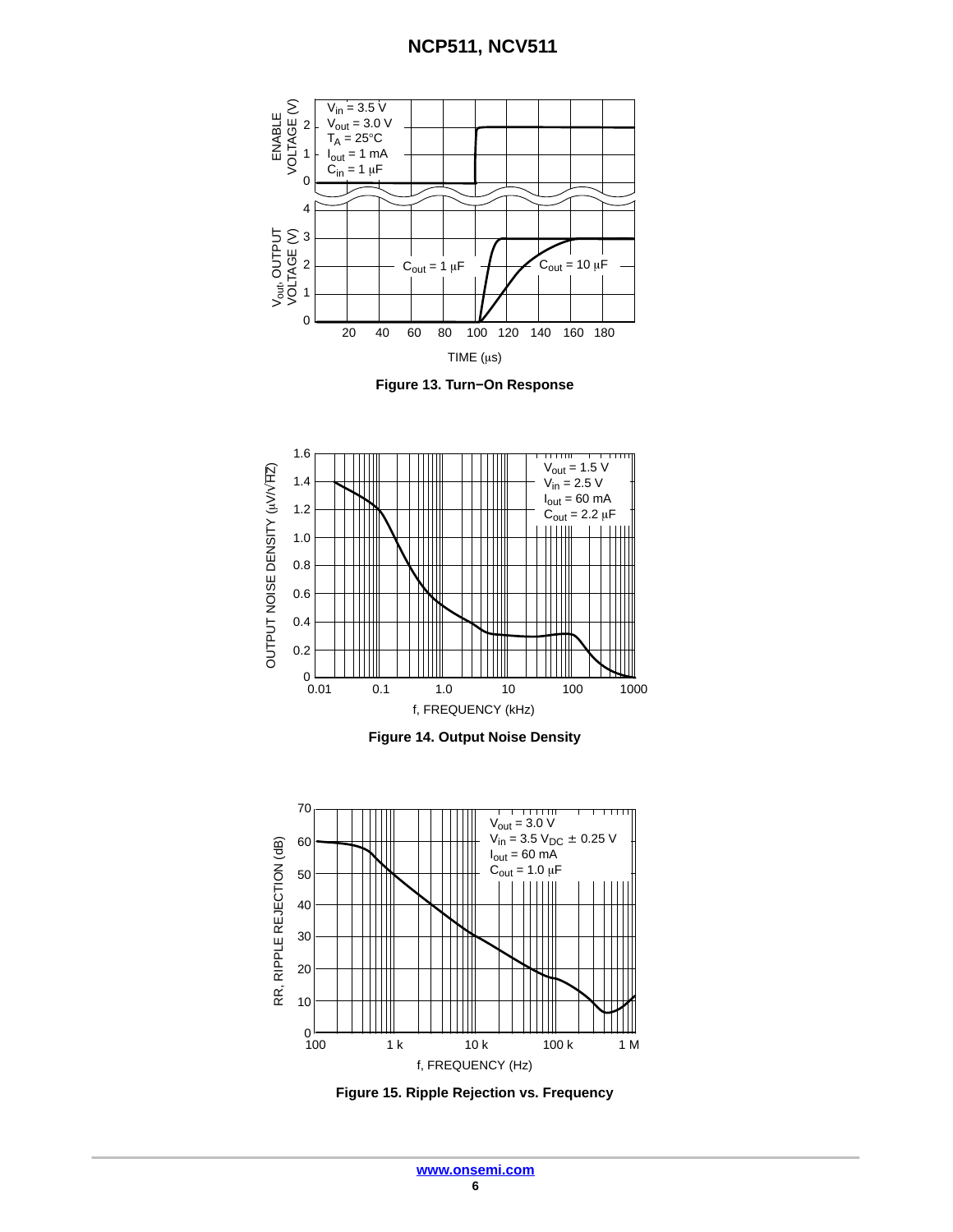Figure 13. Turn−On Response

Figure 14. Output Noise Density

Figure 15. Ripple Rejection vs. Frequency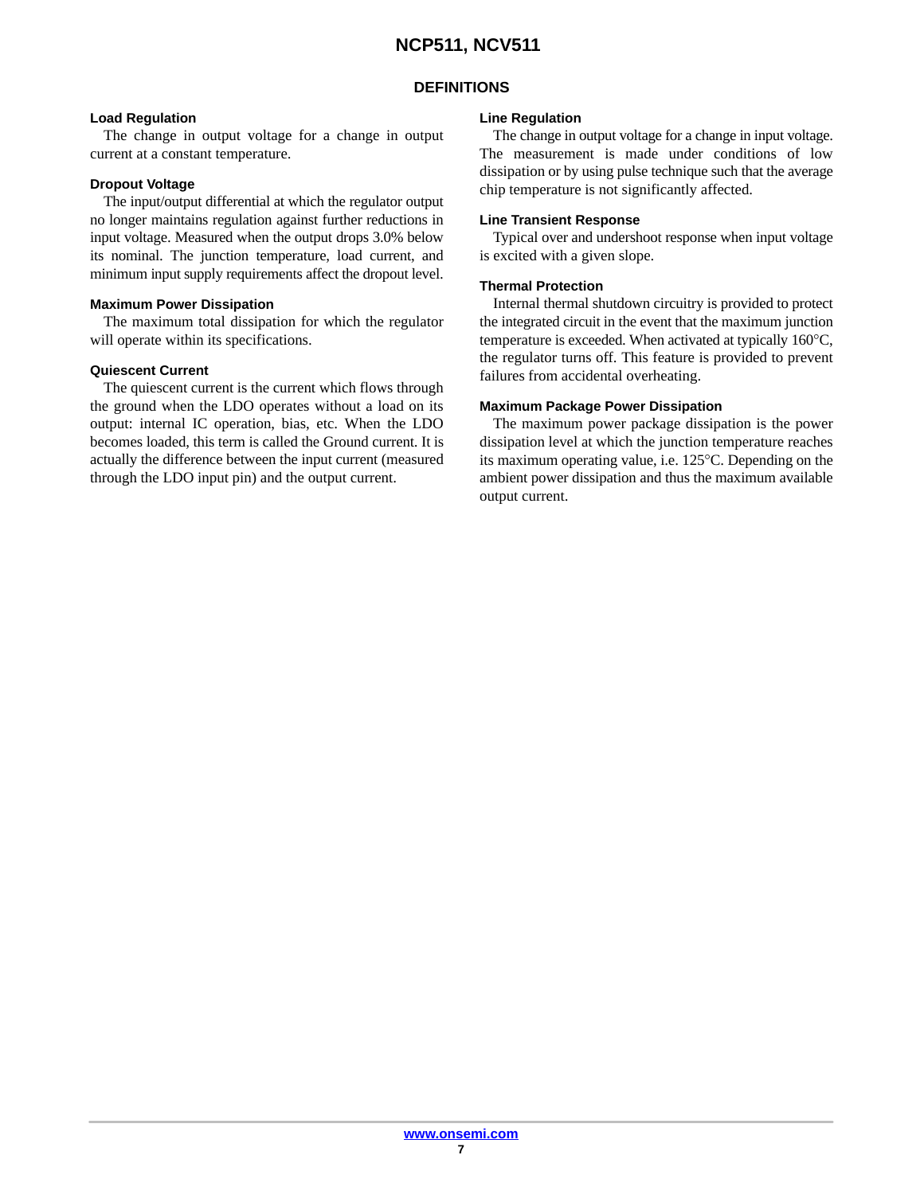## DEFINITIONS

### Load Regulation

The change in output voltage for a change in output current at a constant temperature.

### Dropout Voltage

The input/output differential at which the regulator output no longer maintains regulation against further reductions in input voltage. Measured when the output drops 3.0% below its nominal. The junction temperature, load current, and minimum input supply requirements affect the dropout level.

### Maximum Power Dissipation

The maximum total dissipation for which the regulator will operate within its specifications.

### Quiescent Current

The quiescent current is the current which flows through the ground when the LDO operates without a load on its output: internal IC operation, bias, etc. When the LDO becomes loaded, this term is called the Ground current. It is actually the difference between the input current (measured through the LDO input pin) and the output current.

### Line Regulation

The change in output voltage for a change in input voltage. The measurement is made under conditions of low dissipation or by using pulse technique such that the average chip temperature is not significantly affected.

### Line Transient Response

Typical over and undershoot response when input voltage is excited with a given slope.

### Thermal Protection

Internal thermal shutdown circuitry is provided to protect the integrated circuit in the event that the maximum junction temperature is exceeded. When activated at typically 160°C, the regulator turns off. This feature is provided to prevent failures from accidental overheating.

### Maximum Package Power Dissipation

The maximum power package dissipation is the power dissipation level at which the junction temperature reaches its maximum operating value, i.e. 125°C. Depending on the ambient power dissipation and thus the maximum available output current.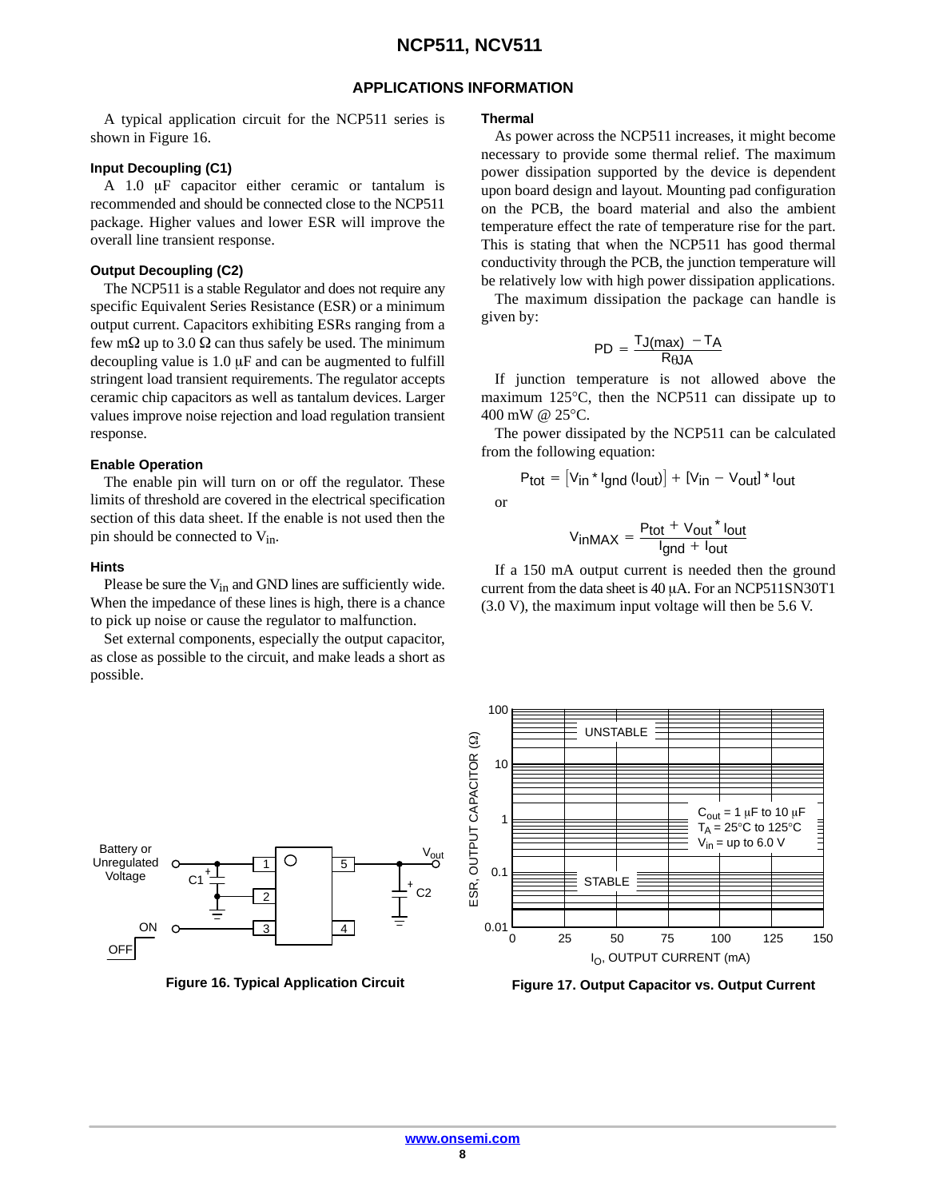## APPLICATIONS INFORMATION

A typical application circuit for the NCP511 series is shown in Figure 16.

### Input Decoupling (C1)

A 1.0 μF capacitor either ceramic or tantalum is recommended and should be connected close to the NCP511 package. Higher values and lower ESR will improve the overall line transient response.

### Output Decoupling (C2)

The NCP511 is a stable Regulator and does not require any specific Equivalent Series Resistance (ESR) or a minimum output current. Capacitors exhibiting ESRs ranging from a few mΩ up to 3.0 Ω can thus safely be used. The minimum decoupling value is 1.0 μF and can be augmented to fulfill stringent load transient requirements. The regulator accepts ceramic chip capacitors as well as tantalum devices. Larger values improve noise rejection and load regulation transient response.

### Enable Operation

The enable pin will turn on or off the regulator. These limits of threshold are covered in the electrical specification section of this data sheet. If the enable is not used then the pin should be connected to $V_{in}$.

### Hints

Please be sure the $V_{in}$ and GND lines are sufficiently wide. When the impedance of these lines is high, there is a chance to pick up noise or cause the regulator to malfunction.

Set external components, especially the output capacitor, as close as possible to the circuit, and make leads a short as possible.

### Thermal

As power across the NCP511 increases, it might become necessary to provide some thermal relief. The maximum power dissipation supported by the device is dependent upon board design and layout. Mounting pad configuration on the PCB, the board material and also the ambient temperature effect the rate of temperature rise for the part. This is stating that when the NCP511 has good thermal conductivity through the PCB, the junction temperature will be relatively low with high power dissipation applications.

The maximum dissipation the package can handle is given by:

$$PD = \frac{T_{J(max)} - T_A}{R_{\theta JA}}$$

If junction temperature is not allowed above the maximum 125°C, then the NCP511 can dissipate up to 400 mW @ 25°C.

The power dissipated by the NCP511 can be calculated from the following equation:

$$P_{tot} = \left[V_{in} * I_{gnd}(I_{out})\right] + [V_{in} - V_{out}] * I_{out}$$

or

$$V_{inMAX} = \frac{P_{tot} + V_{out} * I_{out}}{I_{gnd} + I_{out}}$$

If a 150 mA output current is needed then the ground current from the data sheet is 40 μA. For an NCP511SN30T1 (3.0 V), the maximum input voltage will then be 5.6 V.

Battery or Unregulated Voltage, C1, ON/OFF, pins 1–5, $V_{out}$, C2

**Figure 16. Typical Application Circuit**

UNSTABLE / STABLE; $C_{out}$ = 1 μF to 10 μF, $T_A$ = 25°C to 125°C, $V_{in}$ = up to 6.0 V; ESR, OUTPUT CAPACITOR (Ω); $I_O$, OUTPUT CURRENT (mA)

**Figure 17. Output Capacitor vs. Output Current**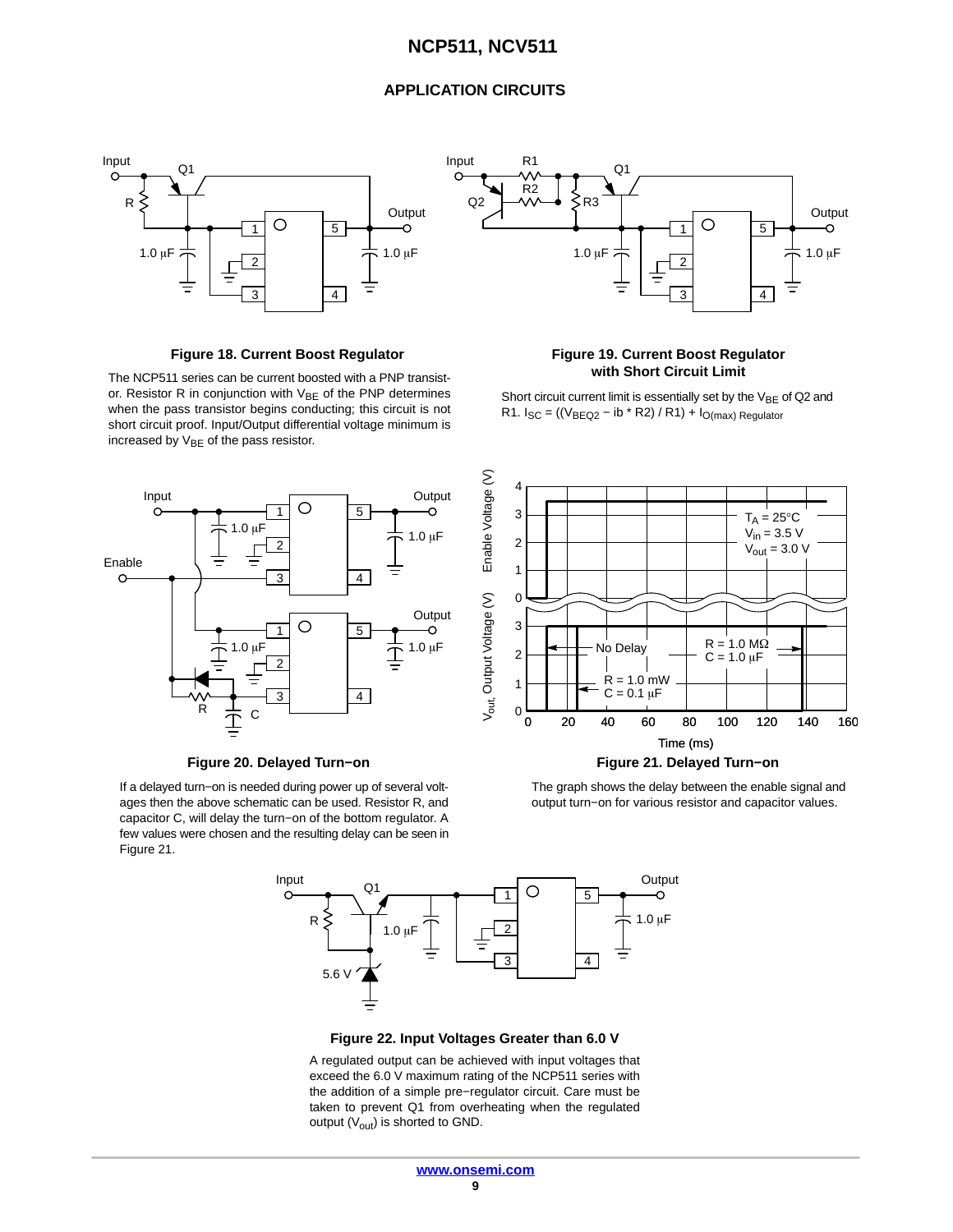## APPLICATION CIRCUITS

**Figure 18. Current Boost Regulator**

The NCP511 series can be current boosted with a PNP transistor. Resistor R in conjunction with $V_{BE}$ of the PNP determines when the pass transistor begins conducting; this circuit is not short circuit proof. Input/Output differential voltage minimum is increased by $V_{BE}$ of the pass resistor.

**Figure 19. Current Boost Regulator with Short Circuit Limit**

Short circuit current limit is essentially set by the $V_{BE}$ of Q2 and R1. $I_{SC} = ((V_{BEQ2} - ib * R2) / R1) + I_{O(max)\ Regulator}$

**Figure 20. Delayed Turn−on**

If a delayed turn−on is needed during power up of several voltages then the above schematic can be used. Resistor R, and capacitor C, will delay the turn−on of the bottom regulator. A few values were chosen and the resulting delay can be seen in Figure 21.

**Figure 21. Delayed Turn−on**

The graph shows the delay between the enable signal and output turn−on for various resistor and capacitor values.

**Figure 22. Input Voltages Greater than 6.0 V**

A regulated output can be achieved with input voltages that exceed the 6.0 V maximum rating of the NCP511 series with the addition of a simple pre−regulator circuit. Care must be taken to prevent Q1 from overheating when the regulated output ($V_{out}$) is shorted to GND.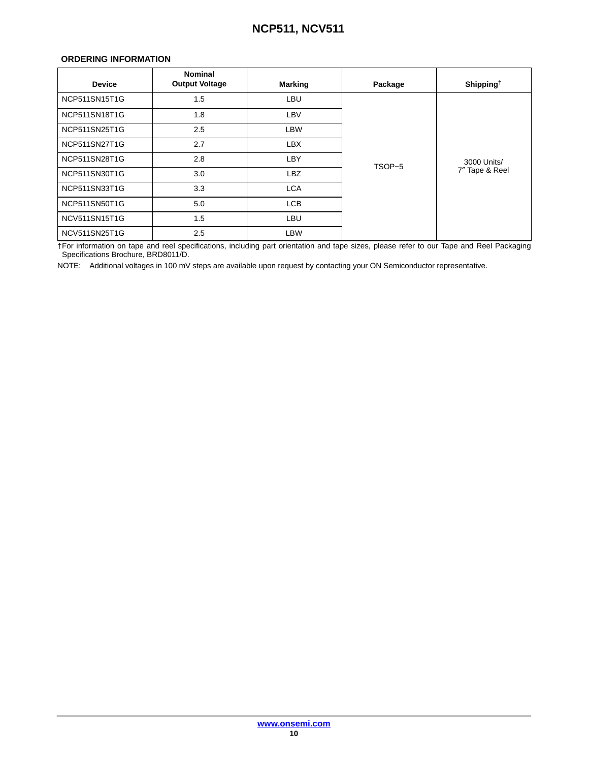## ORDERING INFORMATION

| Device | Nominal Output Voltage | Marking | Package | Shipping† |
|---|---|---|---|---|
| NCP511SN15T1G | 1.5 | LBU | TSOP−5 | 3000 Units/ 7″ Tape & Reel |
| NCP511SN18T1G | 1.8 | LBV | | |
| NCP511SN25T1G | 2.5 | LBW | | |
| NCP511SN27T1G | 2.7 | LBX | | |
| NCP511SN28T1G | 2.8 | LBY | | |
| NCP511SN30T1G | 3.0 | LBZ | | |
| NCP511SN33T1G | 3.3 | LCA | | |
| NCP511SN50T1G | 5.0 | LCB | | |
| NCV511SN15T1G | 1.5 | LBU | | |
| NCV511SN25T1G | 2.5 | LBW | | |

†For information on tape and reel specifications, including part orientation and tape sizes, please refer to our Tape and Reel Packaging Specifications Brochure, BRD8011/D.

NOTE: Additional voltages in 100 mV steps are available upon request by contacting your ON Semiconductor representative.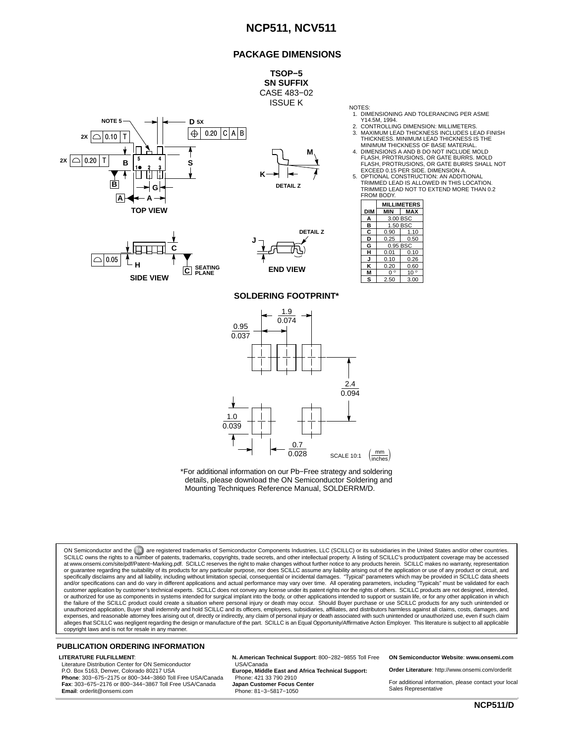## PACKAGE DIMENSIONS

**TSOP−5**
**SN SUFFIX**
CASE 483−02
ISSUE K

NOTE 5
D 5X
0.20 C A B
2X 0.10 T
2X 0.20 T
B
S
G
A
TOP VIEW

M
K
DETAIL Z

0.05
H
C
SEATING PLANE
SIDE VIEW

J
DETAIL Z
END VIEW

NOTES:
1. DIMENSIONING AND TOLERANCING PER ASME Y14.5M, 1994.
2. CONTROLLING DIMENSION: MILLIMETERS.
3. MAXIMUM LEAD THICKNESS INCLUDES LEAD FINISH THICKNESS. MINIMUM LEAD THICKNESS IS THE MINIMUM THICKNESS OF BASE MATERIAL.
4. DIMENSIONS A AND B DO NOT INCLUDE MOLD FLASH, PROTRUSIONS, OR GATE BURRS. MOLD FLASH, PROTRUSIONS, OR GATE BURRS SHALL NOT EXCEED 0.15 PER SIDE. DIMENSION A.
5. OPTIONAL CONSTRUCTION: AN ADDITIONAL TRIMMED LEAD IS ALLOWED IN THIS LOCATION. TRIMMED LEAD NOT TO EXTEND MORE THAN 0.2 FROM BODY.

| DIM | MILLIMETERS MIN | MILLIMETERS MAX |
|---|---|---|
| A | 3.00 BSC | |
| B | 1.50 BSC | |
| C | 0.90 | 1.10 |
| D | 0.25 | 0.50 |
| G | 0.95 BSC | |
| H | 0.01 | 0.10 |
| J | 0.10 | 0.26 |
| K | 0.20 | 0.60 |
| M | 0 ° | 10 ° |
| S | 2.50 | 3.00 |

## SOLDERING FOOTPRINT*

1.9
0.074

0.95
0.037

2.4
0.094

1.0
0.039

0.7
0.028

SCALE 10:1 (mm / inches)

*For additional information on our Pb−Free strategy and soldering details, please download the ON Semiconductor Soldering and Mounting Techniques Reference Manual, SOLDERRM/D.

ON Semiconductor and the ON logo are registered trademarks of Semiconductor Components Industries, LLC (SCILLC) or its subsidiaries in the United States and/or other countries. SCILLC owns the rights to a number of patents, trademarks, copyrights, trade secrets, and other intellectual property. A listing of SCILLC's product/patent coverage may be accessed at www.onsemi.com/site/pdf/Patent−Marking.pdf. SCILLC reserves the right to make changes without further notice to any products herein. SCILLC makes no warranty, representation or guarantee regarding the suitability of its products for any particular purpose, nor does SCILLC assume any liability arising out of the application or use of any product or circuit, and specifically disclaims any and all liability, including without limitation special, consequential or incidental damages. "Typical" parameters which may be provided in SCILLC data sheets and/or specifications can and do vary in different applications and actual performance may vary over time. All operating parameters, including "Typicals" must be validated for each customer application by customer's technical experts. SCILLC does not convey any license under its patent rights nor the rights of others. SCILLC products are not designed, intended, or authorized for use as components in systems intended for surgical implant into the body, or other applications intended to support or sustain life, or for any other application in which the failure of the SCILLC product could create a situation where personal injury or death may occur. Should Buyer purchase or use SCILLC products for any such unintended or unauthorized application, Buyer shall indemnify and hold SCILLC and its officers, employees, subsidiaries, affiliates, and distributors harmless against all claims, costs, damages, and expenses, and reasonable attorney fees arising out of, directly or indirectly, any claim of personal injury or death associated with such unintended or unauthorized use, even if such claim alleges that SCILLC was negligent regarding the design or manufacture of the part. SCILLC is an Equal Opportunity/Affirmative Action Employer. This literature is subject to all applicable copyright laws and is not for resale in any manner.

## PUBLICATION ORDERING INFORMATION

**LITERATURE FULFILLMENT**:
Literature Distribution Center for ON Semiconductor
P.O. Box 5163, Denver, Colorado 80217 USA
**Phone**: 303−675−2175 or 800−344−3860 Toll Free USA/Canada
**Fax**: 303−675−2176 or 800−344−3867 Toll Free USA/Canada
**Email**: orderlit@onsemi.com

**N. American Technical Support**: 800−282−9855 Toll Free USA/Canada
**Europe, Middle East and Africa Technical Support:**
Phone: 421 33 790 2910
**Japan Customer Focus Center**
Phone: 81−3−5817−1050

**ON Semiconductor Website**: **www.onsemi.com**

**Order Literature**: http://www.onsemi.com/orderlit

For additional information, please contact your local Sales Representative

**NCP511/D**